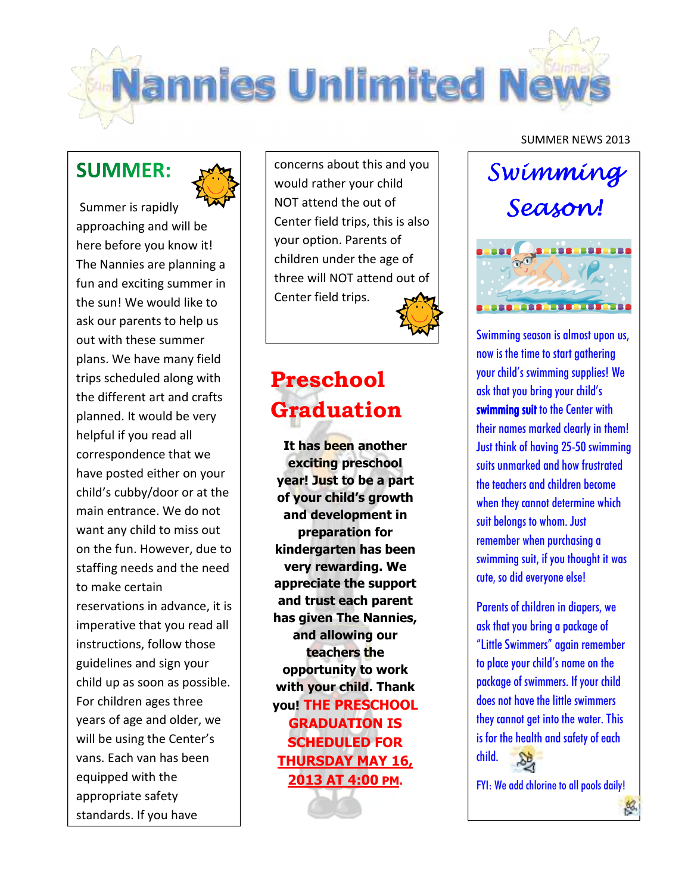# Nannies Unlimited News

SUMMER NEWS 2013

## SUMMER:

Summer is rapidly approaching and will be here before you know it! The Nannies are planning a fun and exciting summer in the sun! We would like to ask our parents to help us out with these summer plans. We have many field trips scheduled along with the different art and crafts planned. It would be very helpful if you read all correspondence that we have posted either on your child's cubby/door or at the main entrance. We do not want any child to miss out on the fun. However, due to staffing needs and the need to make certain reservations in advance, it is imperative that you read all instructions, follow those guidelines and sign your child up as soon as possible. For children ages three years of age and older, we will be using the Center's vans. Each van has been equipped with the appropriate safety standards. If you have concerns about this and you would rather your child NOT attend the out of Center field trips, this is also your option. Parents of children under the age of three will NOT attend out of Center field trips.

## Preschool Graduation

**It has been another exciting preschool year! Just to be a part of your child's growth and development in preparation for kindergarten has been very rewarding. We appreciate the support and trust each parent has given The Nannies, and allowing our teachers the opportunity to work with your child. Thank you! THE PRESCHOOL GRADUATION IS SCHEDULED FOR THURSDAY MAY 16, 2013 AT 4:00 PM.**

## *Swimming Season!*

Swimming season is almost upon us, now is the time to start gathering your child's swimming supplies! We ask that you bring your child's **swimming suit** to the Center with their names marked clearly in them! Just think of having 25-50 swimming suits unmarked and how frustrated the teachers and children become when they cannot determine which suit belongs to whom. Just remember when purchasing a swimming suit, if you thought it was cute, so did everyone else!

Parents of children in diapers, we ask that you bring a package of "Little Swimmers" again remember to place your child's name on the package of swimmers. If your child does not have the little swimmers they cannot get into the water. This is for the health and safety of each child.

FYI: We add chlorine to all pools daily!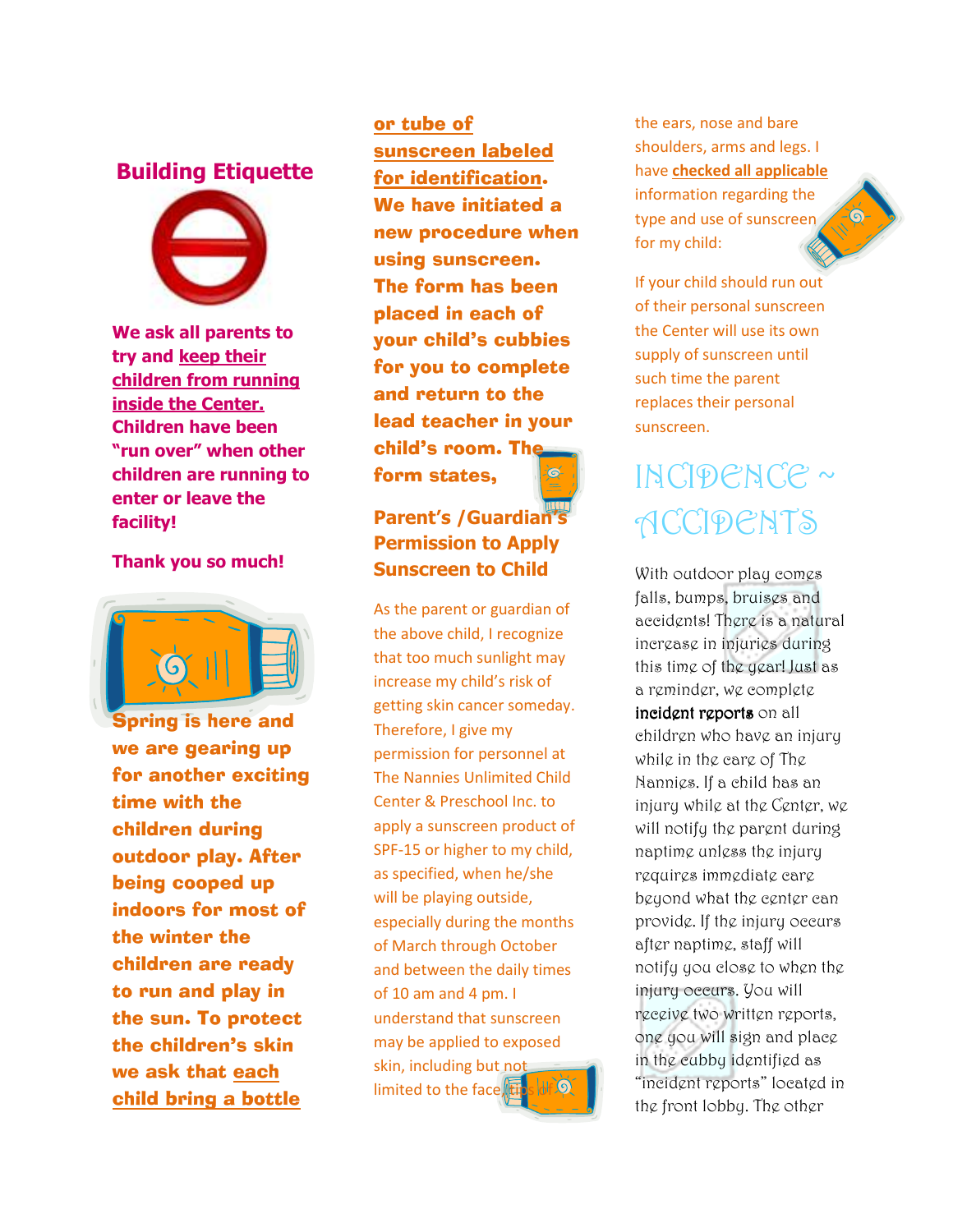## Building Etiquette

**We ask all parents to try and keep their children from running inside the Center. Children have been "run over" when other children are running to enter or leave the facility!**

**Thank you so much!**

**Spring is here and we are gearing up for another exciting time with the children during outdoor play. After being cooped up indoors for most of the winter the children are ready to run and play in the sun. To protect the children's skin we ask that each child bring a bottle or tube of sunscreen labeled for identification. We have initiated a new procedure when using sunscreen. The form has been placed in each of your child's cubbies for you to complete and return to the lead teacher in your child's room. The form states,**

### Parent's /Guardian's Permission to Apply Sunscreen to Child

As the parent or guardian of the above child, I recognize that too much sunlight may increase my child's risk of getting skin cancer someday. Therefore, I give my permission for personnel at The Nannies Unlimited Child Center & Preschool Inc. to apply a sunscreen product of SPF-15 or higher to my child, as specified, when he/she will be playing outside, especially during the months of March through October and between the daily times of 10 am and 4 pm. I understand that sunscreen may be applied to exposed skin, including but not limited to the face, tips of the ears, nose and bare shoulders, arms and legs. I have **checked all applicable** information regarding the type and use of sunscreen for my child:

If your child should run out of their personal sunscreen the Center will use its own supply of sunscreen until such time the parent replaces their personal sunscreen.

## INCIDENCE ~ ACCIDENTS

With outdoor play comes falls, bumps, bruises and accidents! There is a natural increase in injuries during this time of the year! Just as a reminder, we complete **incident reports** on all children who have an injury while in the care of The Nannies. If a child has an injury while at the Center, we will notify the parent during naptime unless the injury requires immediate care beyond what the center can provide. If the injury occurs after naptime, staff will notify you close to when the injury occurs. You will receive two written reports, one you will sign and place in the cubby identified as "incident reports" located in the front lobby. The other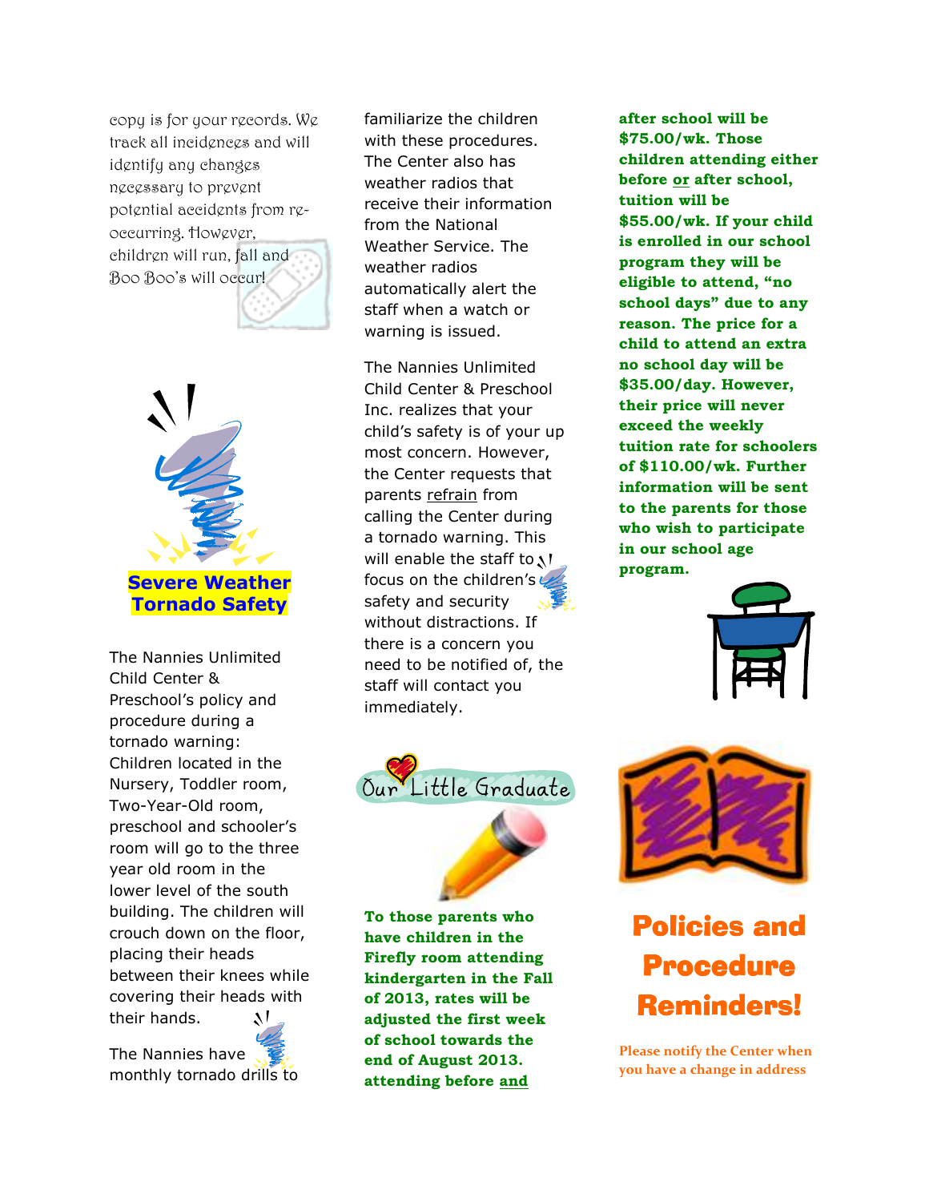copy is for your records. We track all incidences and will identify any changes necessary to prevent potential accidents from re-occurring. However, children will run, fall and Boo Boo's will occur!

## Severe Weather Tornado Safety

The Nannies Unlimited Child Center & Preschool's policy and procedure during a tornado warning: Children located in the Nursery, Toddler room, Two-Year-Old room, preschool and schooler's room will go to the three year old room in the lower level of the south building. The children will crouch down on the floor, placing their heads between their knees while covering their heads with their hands.

The Nannies have monthly tornado drills to familiarize the children with these procedures. The Center also has weather radios that receive their information from the National Weather Service. The weather radios automatically alert the staff when a watch or warning is issued.

The Nannies Unlimited Child Center & Preschool Inc. realizes that your child's safety is of your up most concern. However, the Center requests that parents refrain from calling the Center during a tornado warning. This will enable the staff to focus on the children's safety and security without distractions. If there is a concern you need to be notified of, the staff will contact you immediately.

## Our Little Graduate

**To those parents who have children in the Firefly room attending kindergarten in the Fall of 2013, rates will be adjusted the first week of school towards the end of August 2013. attending before and after school will be $75.00/wk. Those children attending either before or after school, tuition will be $55.00/wk. If your child is enrolled in our school program they will be eligible to attend, "no school days" due to any reason. The price for a child to attend an extra no school day will be $35.00/day. However, their price will never exceed the weekly tuition rate for schoolers of $110.00/wk. Further information will be sent to the parents for those who wish to participate in our school age program.**

## Policies and Procedure Reminders!

Please notify the Center when you have a change in address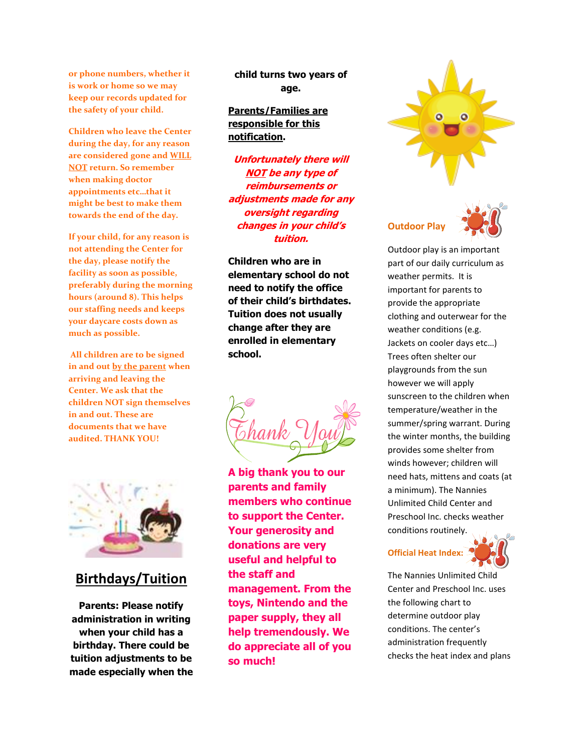or phone numbers, whether it is work or home so we may keep our records updated for the safety of your child.

Children who leave the Center during the day, for any reason are considered gone and WILL NOT return. So remember when making doctor appointments etc…that it might be best to make them towards the end of the day.

If your child, for any reason is not attending the Center for the day, please notify the facility as soon as possible, preferably during the morning hours (around 8). This helps our staffing needs and keeps your daycare costs down as much as possible.

All children are to be signed in and out by the parent when arriving and leaving the Center. We ask that the children NOT sign themselves in and out. These are documents that we have audited. THANK YOU!

## Birthdays/Tuition

**Parents: Please notify administration in writing when your child has a birthday. There could be tuition adjustments to be made especially when the child turns two years of age.**

**Parents/Families are responsible for this notification.**

***Unfortunately there will NOT be any type of reimbursements or adjustments made for any oversight regarding changes in your child's tuition.***

**Children who are in elementary school do not need to notify the office of their child's birthdates. Tuition does not usually change after they are enrolled in elementary school.**

Thank You

**A big thank you to our parents and family members who continue to support the Center. Your generosity and donations are very useful and helpful to the staff and management. From the toys, Nintendo and the paper supply, they all help tremendously. We do appreciate all of you so much!**

### Outdoor Play

Outdoor play is an important part of our daily curriculum as weather permits. It is important for parents to provide the appropriate clothing and outerwear for the weather conditions (e.g. Jackets on cooler days etc…) Trees often shelter our playgrounds from the sun however we will apply sunscreen to the children when temperature/weather in the summer/spring warrant. During the winter months, the building provides some shelter from winds however; children will need hats, mittens and coats (at a minimum). The Nannies Unlimited Child Center and Preschool Inc. checks weather conditions routinely.

### Official Heat Index:

The Nannies Unlimited Child Center and Preschool Inc. uses the following chart to determine outdoor play conditions. The center's administration frequently checks the heat index and plans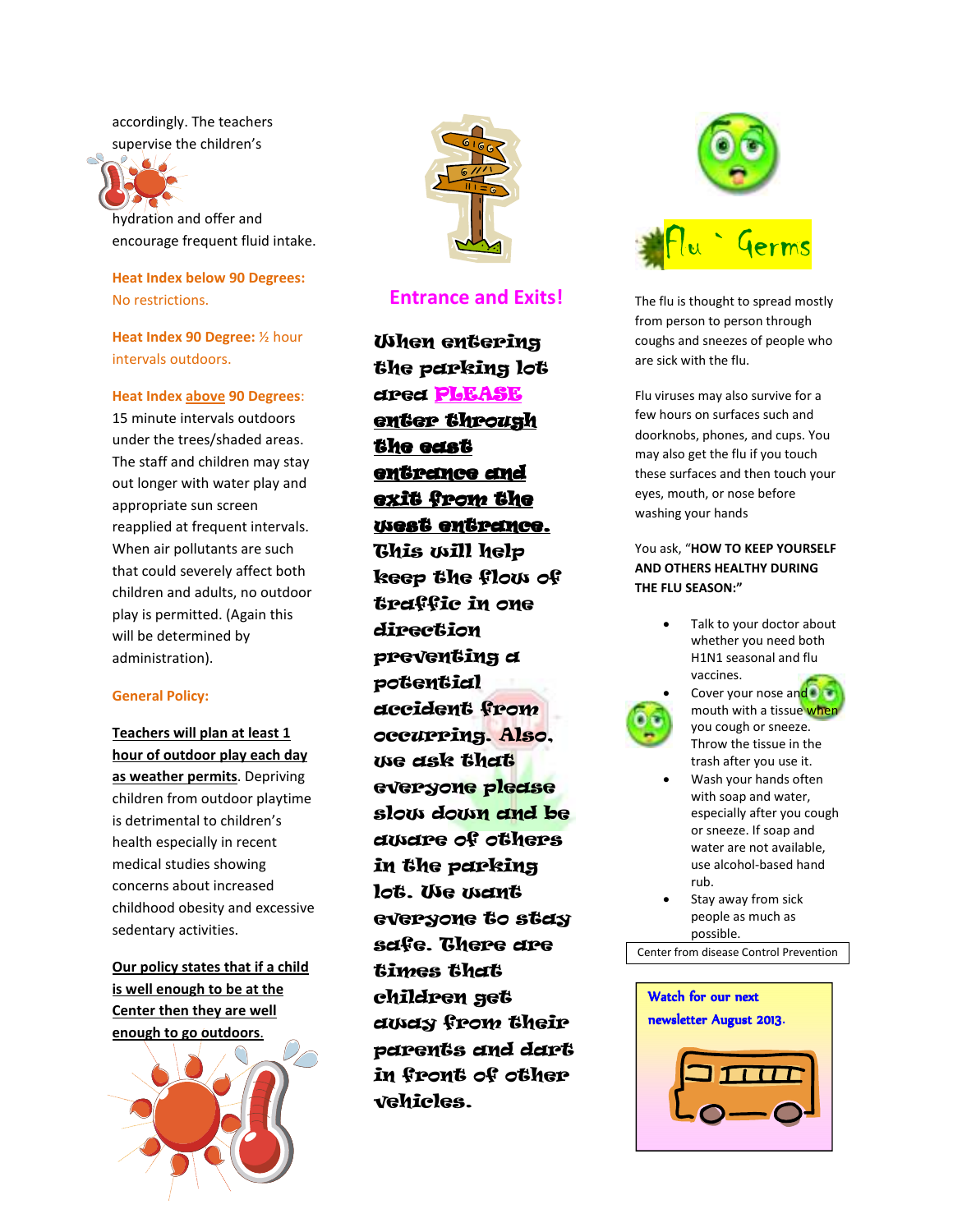accordingly. The teachers supervise the children's hydration and offer and encourage frequent fluid intake.

**Heat Index below 90 Degrees:** No restrictions.

**Heat Index 90 Degree:** ½ hour intervals outdoors.

**Heat Index above 90 Degrees:** 15 minute intervals outdoors under the trees/shaded areas. The staff and children may stay out longer with water play and appropriate sun screen reapplied at frequent intervals. When air pollutants are such that could severely affect both children and adults, no outdoor play is permitted. (Again this will be determined by administration).

**General Policy:**

**Teachers will plan at least 1 hour of outdoor play each day as weather permits**. Depriving children from outdoor playtime is detrimental to children's health especially in recent medical studies showing concerns about increased childhood obesity and excessive sedentary activities.

**Our policy states that if a child is well enough to be at the Center then they are well enough to go outdoors.**

## Entrance and Exits!

When entering the parking lot area **PLEASE** **enter through the east entrance and exit from the west entrance.** This will help keep the flow of traffic in one direction preventing a potential accident from occurring. Also, we ask that everyone please slow down and be aware of others in the parking lot. We want everyone to stay safe. There are times that children get away from their parents and dart in front of other vehicles.

## Flu ` Germs

The flu is thought to spread mostly from person to person through coughs and sneezes of people who are sick with the flu.

Flu viruses may also survive for a few hours on surfaces such and doorknobs, phones, and cups. You may also get the flu if you touch these surfaces and then touch your eyes, mouth, or nose before washing your hands

You ask, "**HOW TO KEEP YOURSELF AND OTHERS HEALTHY DURING THE FLU SEASON:**"

- Talk to your doctor about whether you need both H1N1 seasonal and flu vaccines.
- Cover your nose and mouth with a tissue when you cough or sneeze. Throw the tissue in the trash after you use it.
- Wash your hands often with soap and water, especially after you cough or sneeze. If soap and water are not available, use alcohol-based hand rub.
- Stay away from sick people as much as possible.

Center from disease Control Prevention

**Watch for our next newsletter August 2013.**